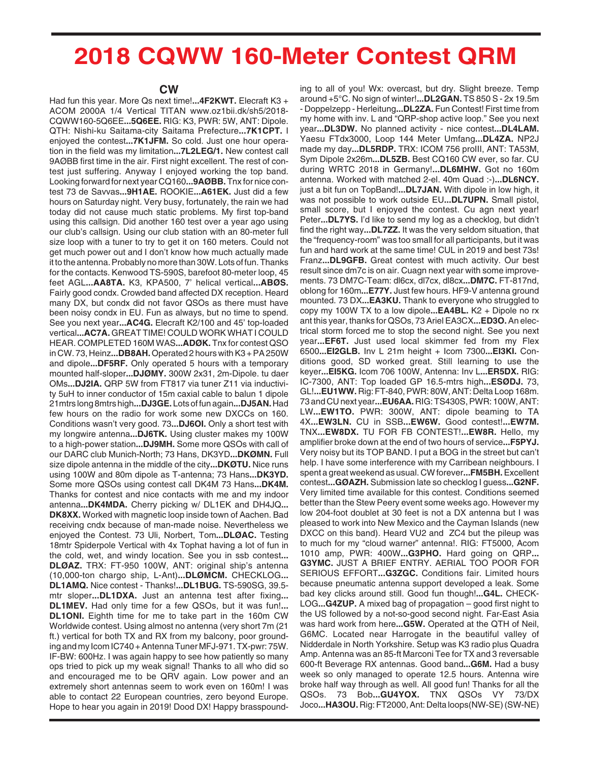# 2018 CQWW 160-Meter Contest QRM

## CW

Had fun this year. More Qs next time!...**4F2KWT.** Elecraft K3 + ACOM 2000A 1/4 Vertical TITAN www.oz1bii.dk/sh5/2018-CQWW160-5Q6EE...**5Q6EE.** RIG: K3, PWR: 5W, ANT: Dipole. QTH: Nishi-ku Saitama-city Saitama Prefecture...**7K1CPT.** I enjoyed the contest...**7K1JFM.** So cold. Just one hour operation in the field was my limitation...**7L2LEG/1.** New contest call 9AØBB first time in the air. First night excellent. The rest of contest just suffering. Anyway I enjoyed working the top band. Looking forward for next year CQ160...**9AØBB.** Tnx for nice contest 73 de Savvas...**9H1AE.** ROOKIE...**A61EK.** Just did a few hours on Saturday night. Very busy, fortunately, the rain we had today did not cause much static problems. My first top-band using this callsign. Did another 160 test over a year ago using our club's callsign. Using our club station with an 80-meter full size loop with a tuner to try to get it on 160 meters. Could not get much power out and I don't know how much actually made it to the antenna. Probably no more than 30W. Lots of fun. Thanks for the contacts. Kenwood TS-590S, barefoot 80-meter loop, 45 feet AGL...**AA8TA.** K3, KPA500, 7' helical vertical...**ABØS.** Fairly good condx. Crowded band affected DX reception. Heard many DX, but condx did not favor QSOs as there must have been noisy condx in EU. Fun as always, but no time to spend. See you next year...**AC4G.** Elecraft K2/100 and 45' top-loaded vertical...**AC7A.** GREAT TIME! COULD WORK WHAT I COULD HEAR. COMPLETED 160M WAS...**ADØK.** Tnx for contest QSO in CW. 73, Heinz...**DB8AH.** Operated 2 hours with K3 + PA 250W and dipole...**DF5RF.** Only operated 5 hours with a temporary mounted half-sloper...**DJØMY.** 300W 2x31, 2m-Dipole. tu daer OMs...**DJ2IA.** QRP 5W from FT817 via tuner Z11 via inductivity 5uH to inner conductor of 15m caxial cable to balun 1 dipole 21mtrs long 8mtrs high...**DJ3GE.** Lots of fun again...**DJ5AN.** Had few hours on the radio for work some new DXCCs on 160. Conditions wasn't very good. 73...**DJ6OI.** Only a short test with my longwire antenna...**DJ6TK.** Using cluster makes my 100W to a high-power station...**DJ9MH.** Some more QSOs with call of our DARC club Munich-North; 73 Hans, DK3YD...**DKØMN.** Full size dipole antenna in the middle of the city...**DKØTU.** Nice runs using 100W and 80m dipole as T-antenna; 73 Hans...**DK3YD.** Some more QSOs using contest call DK4M 73 Hans...**DK4M.** Thanks for contest and nice contacts with me and my indoor antenna...**DK4MDA.** Cherry picking w/ DL1EK and DH4JQ...**DK8XX.** Worked with magnetic loop inside town of Aachen. Bad receiving cndx because of man-made noise. Nevertheless we enjoyed the Contest. 73 Uli, Norbert, Tom...**DLØAC.** Testing 18mtr Spiderpole Vertical with 4x Tophat having a lot of fun in the cold, wet, and windy location. See you in ssb contest...**DLØAZ.** TRX: FT-950 100W, ANT: original ship's antenna (10,000-ton chargo ship, L-Ant)...**DLØMCM.** CHECKLOG...**DL1AMQ.** Nice contest - Thanks!...**DL1BUG.** TS-590SG, 39.5-mtr sloper...**DL1DXA.** Just an antenna test after fixing...**DL1MEV.** Had only time for a few QSOs, but it was fun!...**DL1ONI.** Eighth time for me to take part in the 160m CW Worldwide contest. Using almost no antenna (very short 7m (21 ft.) vertical for both TX and RX from my balcony, poor grounding and my Icom IC740 + Antenna Tuner MFJ-971. TX-pwr: 75W. IF-BW: 600Hz. I was again happy to see how patiently so many ops tried to pick up my weak signal! Thanks to all who did so and encouraged me to be QRV again. Low power and an extremely short antennas seem to work even on 160m! I was able to contact 22 European countries, zero beyond Europe. Hope to hear you again in 2019! Dood DX! Happy brasspounding to all of you! Wx: overcast, but dry. Slight breeze. Temp around +5°C. No sign of winter!...**DL2GAN.** TS 850 S - 2x 19.5m - Doppelzepp - Herleitung...**DL2ZA.** Fun Contest! First time from my home with inv. L and "QRP-shop active loop." See you next year...**DL3DW.** No planned activity - nice contest...**DL4LAM.** Yaesu FTdx3000, Loop 144 Meter Umfang...**DL4ZA.** NP2J made my day...**DL5RDP.** TRX: ICOM 756 proIII, ANT: TA53M, Sym Dipole 2x26m...**DL5ZB.** Best CQ160 CW ever, so far. CU during WRTC 2018 in Germany!...**DL6MHW.** Got no 160m antenna. Worked with matched 2-el. 40m Quad :-)...**DL6NCY.** just a bit fun on TopBand!...**DL7JAN.** With dipole in low high, it was not possible to work outside EU...**DL7UPN.** Small pistol, small score, but I enjoyed the contest. Cu agn next year! Peter...**DL7YS.** I'd like to send my log as a checklog, but didn't find the right way...**DL7ZZ.** It was the very seldom situation, that the "frequency-room" was too small for all participants, but it was fun and hard work at the same time! CUL in 2019 and best 73s! Franz...**DL9GFB.** Great contest with much activity. Our best result since dm7c is on air. Cuagn next year with some improvements. 73 DM7C-Team: dl6cx, dl7cx, dl8cx...**DM7C.** FT-817nd, oblong for 160m...**E77Y.** Just few hours. HF9-V antenna ground mounted. 73 DX...**EA3KU.** Thank to everyone who struggled to copy my 100W TX to a low dipole...**EA4BL.** K2 + Dipole no rx ant this year, thanks for QSOs, 73 Ariel EA3CX...**ED3O.** An electrical storm forced me to stop the second night. See you next year...**EF6T.** Just used local skimmer fed from my Flex 6500...**EI2GLB.** Inv L 21m height + Icom 7300...**EI3KI.** Conditions good, SD worked great. Still learning to use the keyer...**EI5KG.** Icom 706 100W, Antenna: Inv L...**ER5DX.** RIG: IC-7300, ANT: Top loaded GP 16.5-mtrs high...**ESØDJ.** 73, GL!...**EU1WW.** Rig: FT-840, PWR: 80W, ANT: Delta Loop 168m. 73 and CU next year...**EU6AA.** RIG: TS430S, PWR: 100W, ANT: LW...**EW1TO.** PWR: 300W, ANT: dipole beaming to TA 4X...**EW3LN.** CU in SSB...**EW6W.** Good contest!...**EW7M.** TNX...**EW8DX.** TU FOR FB CONTEST!...**EW8R.** Hello, my amplifier broke down at the end of two hours of service...**F5PYJ.** Very noisy but its TOP BAND. I put a BOG in the street but can't help. I have some interference with my Carribean neighbours. I spent a great weekend as usual. CW forever...**FM5BH.** Excellent contest...**GØAZH.** Submission late so checklog I guess...**G2NF.** Very limited time available for this contest. Conditions seemed better than the Stew Peery event some weeks ago. However my low 204-foot doublet at 30 feet is not a DX antenna but I was pleased to work into New Mexico and the Cayman Islands (new DXCC on this band). Heard VU2 and ZC4 but the pileup was to much for my "cloud warner" antenna!. RIG: FT5000, Acom 1010 amp, PWR: 400W...**G3PHO.** Hard going on QRP...**G3YMC.** JUST A BRIEF ENTRY. AERIAL TOO POOR FOR SERIOUS EFFORT...**G3ZGC.** Conditions fair. Limited hours because pneumatic antenna support developed a leak. Some bad key clicks around still. Good fun though!...**G4L.** CHECKLOG...**G4ZUP.** A mixed bag of propagation – good first night to the US followed by a not-so-good second night. Far-East Asia was hard work from here...**G5W.** Operated at the QTH of Neil, G6MC. Located near Harrogate in the beautiful valley of Nidderdale in North Yorkshire. Setup was K3 radio plus Quadra Amp. Antenna was an 85-ft Marconi Tee for TX and 3 reversable 600-ft Beverage RX antennas. Good band...**G6M.** Had a busy week so only managed to operate 12.5 hours. Antenna wire broke half way through as well. All good fun! Thanks for all the QSOs. 73 Bob...**GU4YOX.** TNX QSOs VY 73/DX Joco...**HA3OU.** Rig: FT2000, Ant: Delta loops(NW-SE) (SW-NE)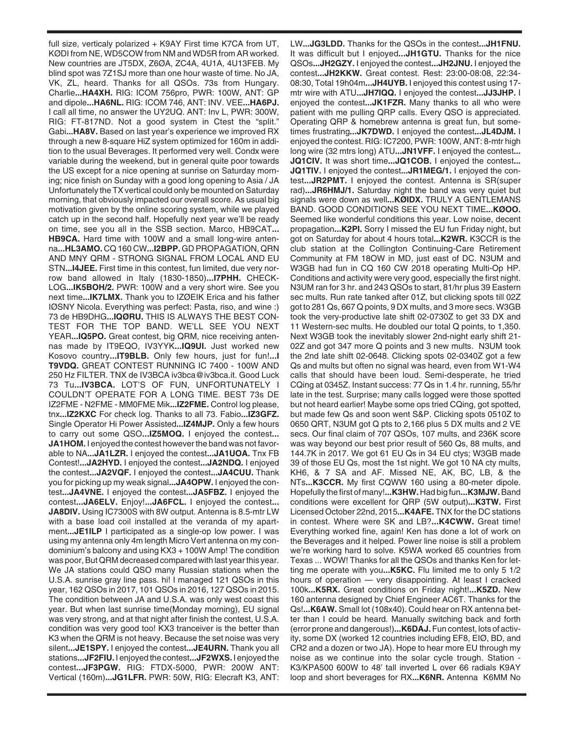full size, verticaly polarized + K9AY First time K7CA from UT, KØDI from NE, WD5COW from NM and WD5R from AR worked. New countries are JT5DX, Z6ØA, ZC4A, 4U1A, 4U13FEB. My blind spot was 7Z1SJ more than one hour waste of time. No JA, VK, ZL, heard. Thanks for all QSOs. 73s from Hungary. Charlie**...HA4XH.** RIG: ICOM 756pro, PWR: 100W, ANT: GP and dipole**...HA6NL.** RIG: ICOM 746, ANT: INV. VEE**...HA6PJ.** I call all time, no answer the UY2UQ. ANT: Inv L, PWR: 300W, RIG: FT-817ND. Not a good system in Ctest the "split." Gabi**...HA8V.** Based on last year's experience we improved RX through a new 8-square HiZ system optimized for 160m in addition to the usual Beverages. It performed very well. Condx were variable during the weekend, but in general quite poor towards the US except for a nice opening at sunrise on Saturday morning; nice finish on Sunday with a good long opening to Asia / JA Unfortunately the TX vertical could only be mounted on Saturday morning, that obviously impacted our overall score. As usual big motivation given by the online scoring system, while we played catch up in the second half. Hopefully next year we'll be ready on time, see you all in the SSB section. Marco, HB9CAT**... HB9CA.** Hard time with 100W and a small long-wire antenna**...HL3AMO.** CQ 160 CW**...I2BPP.** GD PROPAGATION, QRN AND MNY QRM - STRONG SIGNAL FROM LOCAL AND EU STN**...I4JEE.** First time in this contest, fun limited, due very norrow band allowed in Italy (1830-1850)**...I7PHH.** CHECK-LOG**...IK5BOH/2.** PWR: 100W and a very short wire. See you next time**...IK7LMX.** Thank you to IZØEIK Erica and his father IØSNY Nicola. Everything was perfect: Pasta, riso, and wine :) 73 de HB9DHG**...IQØRU.** THIS IS ALWAYS THE BEST CONTEST FOR THE TOP BAND. WE'LL SEE YOU NEXT YEAR**...IQ5PO.** Great contest, big QRM, nice receiving antennas made by IT9EQO, IV3YYK**...IQ9UI.** Just worked new Kosovo country**...IT9BLB.** Only few hours, just for fun!**...I T9VDQ.** GREAT CONTEST RUNNING IC 7400 - 100W AND 250 Hz FILTER. TNX de IV3BCA iv3bca@iv3bca.it. Good Luck 73 Tu**...IV3BCA.** LOT'S OF FUN, UNFORTUNATELY I COULDN'T OPERATE FOR A LONG TIME. BEST 73s DE IZ2FME - N2FME - MM0FME Mik**...IZ2FME.** Control log please, tnx**...IZ2KXC** For check log. Thanks to all 73. Fabio**...IZ3GFZ.** Single Operator Hi Power Assisted**...IZ4MJP.** Only a few hours to carry out some QSO**...IZ5MOQ.** I enjoyed the contest**... JA1HOM.** I enjoyed the contest however the band was not favorable to NA**...JA1LZR.** I enjoyed the contest**...JA1UOA.** Tnx FB Contest!**...JA2HYD.** I enjoyed the contest**...JA2NDQ.** I enjoyed the contest**...JA2VQF.** I enjoyed the contest**...JA4CUU.** Thank you for picking up my weak signal**...JA4OPW.** I enjoyed the contest**...JA4VNE.** I enjoyed the contest**...JA5FBZ.** I enjoyed the contest**...JA6ELV.** Enjoy!**...JA6FCL.** I enjoyed the contest**... JA8DIV.** Using IC7300S with 8W output. Antenna is 8.5-mtr LW with a base load coil installed at the veranda of my apartment**...JE1ILP** I participated as a single-op low power. I was using my antenna only 4m length Micro Vert antenna on my condominium's balcony and using KX3 + 100W Amp! The condition was poor, But QRM decreased compared with last year this year. We JA stations could QSO many Russian stations when the U.S.A. sunrise gray line pass. hi! I managed 121 QSOs in this year, 162 QSOs in 2017, 101 QSOs in 2016, 127 QSOs in 2015. The condition between JA and U.S.A. was only west coast this year. But when last sunrise time(Monday morning), EU signal was very strong, and at that night after finish the contest, U.S.A. condition was very good too! KX3 tranceiver is the better than K3 when the QRM is not heavy. Because the set noise was very silent**...JE1SPY.** I enjoyed the contest**...JE4URN.** Thank you all stations**...JF2FIU.** I enjoyed the contest**...JF2WXS.** I enjoyed the contest**...JF3PGW.** RIG: FTDX-5000, PWR: 200W ANT: Vertical (160m)**...JG1LFR.** PWR: 50W, RIG: Elecraft K3, ANT: LW**...JG3LDD.** Thanks for the QSOs in the contest**...JH1FNU.** It was difficult but I enjoyed**...JH1GTU.** Thanks for the nice QSOs**...JH2GZY.** I enjoyed the contest**...JH2JNU.** I enjoyed the contest**...JH2KKW.** Great contest. Rest: 23:00-08:08, 22:34-08:30, Total 19h04m**...JH4UYB.** I enjoyed this contest using 17-mtr wire with ATU**...JH7IQQ.** I enjoyed the contest**...JJ3JHP.** I enjoyed the contest**...JK1FZR.** Many thanks to all who were patient with me pulling QRP calls. Every QSO is appreciated. Operating QRP & homebrew antenna is great fun, but sometimes frustrating**...JK7DWD.** I enjoyed the contest**...JL4DJM.** I enjoyed the contest. RIG: IC7200, PWR: 100W, ANT: 8-mtr high long wire (32 mtrs long) ATU**...JN1VFF.** I enjoyed the contest**... JQ1CIV.** It was short time**...JQ1COB.** I enjoyed the contest**... JQ1TIV.** I enjoyed the contest**...JR1MEG/1.** I enjoyed the contest**...JR2PMT.** I enjoyed the contest. Antenna is SR(super rad)**...JR6HMJ/1.** Saturday night the band was very quiet but signals were down as well**...KØIDX.** TRULY A GENTLEMANS BAND. GOOD CONDITIONS SEE YOU NEXT TIME**...KØOO.** Seemed like wonderful conditions this year. Low noise, decent propagation**...K2PI.** Sorry I missed the EU fun Friday night, but got on Saturday for about 4 hours total**...K2WR.** K3CCR is the club station at the Collington Continuing-Care Retirement Community at FM 18OW in MD, just east of DC. N3UM and W3GB had fun in CQ 160 CW 2018 operating Multi-Op HP. Conditions and activity were very good, especially the first night. N3UM ran for 3 hr. and 243 QSOs to start, 81/hr plus 39 Eastern sec mults. Run rate tanked after 01Z, but clicking spots till 02Z got to 281 Qs, 667 Q points, 9 DX mults, and 3 more secs. W3GB took the very-productive late shift 02-0730Z to get 33 DX and 11 Western-sec mults. He doubled our total Q points, to 1,350. Next W3GB took the inevitably slower 2nd-night early shift 21-02Z and got 347 more Q points and 3 new mults. N3UM took the 2nd late shift 02-0648. Clicking spots 02-0340Z got a few Qs and mults but often no signal was heard, even from W1-W4 calls that should have been loud. Semi-desperate, he tried CQing at 0345Z. Instant success: 77 Qs in 1.4 hr. running, 55/hr late in the test. Surprise; many calls logged were those spotted but not heard earlier! Maybe some ops tried CQing, got spotted, but made few Qs and soon went S&P. Clicking spots 0510Z to 0650 QRT, N3UM got Q pts to 2,166 plus 5 DX mults and 2 VE secs. Our final claim of 707 QSOs, 107 mults, and 236K score was way beyond our best prior result of 560 Qs, 88 mults, and 144.7K in 2017. We got 61 EU Qs in 34 EU ctys; W3GB made 39 of those EU Qs, most the 1st night. We got 10 NA cty mults, KH6, & 7 SA and AF. Missed NE, AK, BC, LB, & the NTs**...K3CCR.** My first CQWW 160 using a 80-meter dipole. Hopefully the first of many!**...K3HW.** Had big fun**...K3MJW.** Band conditions were excellent for QRP (5W output)**...K3TW.** First Licensed October 22nd, 2015**...K4AFE.** TNX for the DC stations in contest. Where were SK and LB?**...K4CWW.** Great time! Everything worked fine, again! Ken has done a lot of work on the Beverages and it helped. Power line noise is still a problem we're working hard to solve. K5WA worked 65 countries from Texas ... WOW! Thanks for all the QSOs and thanks Ken for letting me operate with you**...K5KC.** Flu limited me to only 5 1/2 hours of operation — very disappointing. At least I cracked 100k**...K5RX.** Great conditions on Friday night!**...K5ZD.** New 160 antenna designed by Chief Engineer AC6T. Thanks for the Qs!**...K6AW.** Small lot (108x40). Could hear on RX antenna better than I could be heard. Manually switching back and forth (error prone and dangerous!)**...K6DAJ.** Fun contest, lots of activity, some DX (worked 12 countries including EF8, EIØ, BD, and CR2 and a dozen or two JA). Hope to hear more EU through my noise as we continue into the solar cycle trough. Station - K3/KPA500 600W to 48' tall inverted L over 66 radials K9AY loop and short beverages for RX**...K6NR.** Antenna K6MM No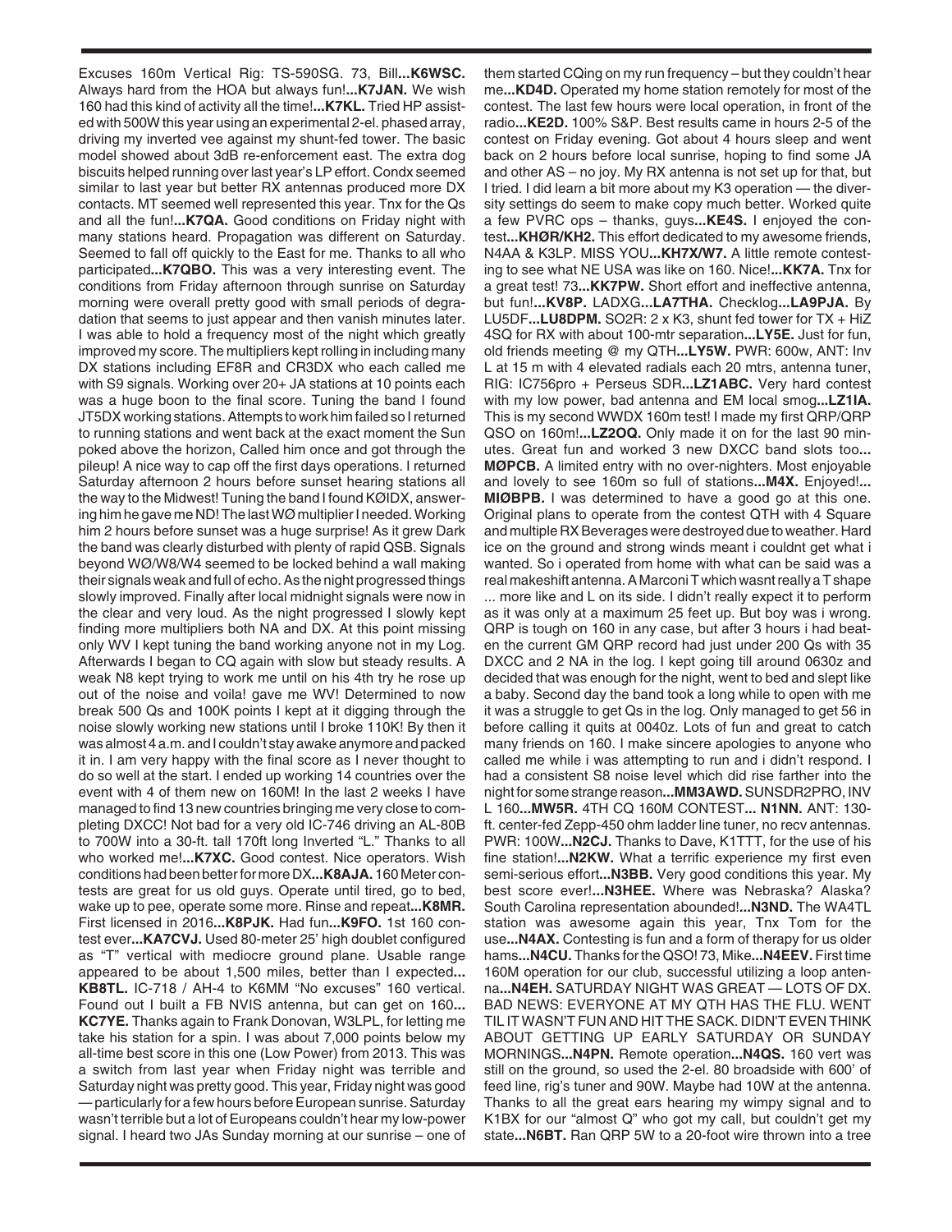Excuses 160m Vertical Rig: TS-590SG. 73, Bill**...K6WSC.** Always hard from the HOA but always fun!**...K7JAN.** We wish 160 had this kind of activity all the time!**...K7KL.** Tried HP assisted with 500W this year using an experimental 2-el. phased array, driving my inverted vee against my shunt-fed tower. The basic model showed about 3dB re-enforcement east. The extra dog biscuits helped running over last year's LP effort. Condx seemed similar to last year but better RX antennas produced more DX contacts. MT seemed well represented this year. Tnx for the Qs and all the fun!**...K7QA.** Good conditions on Friday night with many stations heard. Propagation was different on Saturday. Seemed to fall off quickly to the East for me. Thanks to all who participated**...K7QBO.** This was a very interesting event. The conditions from Friday afternoon through sunrise on Saturday morning were overall pretty good with small periods of degradation that seems to just appear and then vanish minutes later. I was able to hold a frequency most of the night which greatly improved my score. The multipliers kept rolling in including many DX stations including EF8R and CR3DX who each called me with S9 signals. Working over 20+ JA stations at 10 points each was a huge boon to the final score. Tuning the band I found JT5DX working stations. Attempts to work him failed so I returned to running stations and went back at the exact moment the Sun poked above the horizon, Called him once and got through the pileup! A nice way to cap off the first days operations. I returned Saturday afternoon 2 hours before sunset hearing stations all the way to the Midwest! Tuning the band I found KØIDX, answering him he gave me ND! The last WØ multiplier I needed. Working him 2 hours before sunset was a huge surprise! As it grew Dark the band was clearly disturbed with plenty of rapid QSB. Signals beyond WØ/W8/W4 seemed to be locked behind a wall making their signals weak and full of echo. As the night progressed things slowly improved. Finally after local midnight signals were now in the clear and very loud. As the night progressed I slowly kept finding more multipliers both NA and DX. At this point missing only WV I kept tuning the band working anyone not in my Log. Afterwards I began to CQ again with slow but steady results. A weak N8 kept trying to work me until on his 4th try he rose up out of the noise and voila! gave me WV! Determined to now break 500 Qs and 100K points I kept at it digging through the noise slowly working new stations until I broke 110K! By then it was almost 4 a.m. and I couldn't stay awake anymore and packed it in. I am very happy with the final score as I never thought to do so well at the start. I ended up working 14 countries over the event with 4 of them new on 160M! In the last 2 weeks I have managed to find 13 new countries bringing me very close to completing DXCC! Not bad for a very old IC-746 driving an AL-80B to 700W into a 30-ft. tall 170ft long Inverted "L." Thanks to all who worked me!**...K7XC.** Good contest. Nice operators. Wish conditions had been better for more DX**...K8AJA.** 160 Meter contests are great for us old guys. Operate until tired, go to bed, wake up to pee, operate some more. Rinse and repeat**...K8MR.** First licensed in 2016**...K8PJK.** Had fun**...K9FO.** 1st 160 contest ever**...KA7CVJ.** Used 80-meter 25' high doublet configured as "T" vertical with mediocre ground plane. Usable range appeared to be about 1,500 miles, better than I expected**... KB8TL.** IC-718 / AH-4 to K6MM "No excuses" 160 vertical. Found out I built a FB NVIS antenna, but can get on 160**... KC7YE.** Thanks again to Frank Donovan, W3LPL, for letting me take his station for a spin. I was about 7,000 points below my all-time best score in this one (Low Power) from 2013. This was a switch from last year when Friday night was terrible and Saturday night was pretty good. This year, Friday night was good — particularly for a few hours before European sunrise. Saturday wasn't terrible but a lot of Europeans couldn't hear my low-power signal. I heard two JAs Sunday morning at our sunrise – one of them started CQing on my run frequency – but they couldn't hear me**...KD4D.** Operated my home station remotely for most of the contest. The last few hours were local operation, in front of the radio**...KE2D.** 100% S&P. Best results came in hours 2-5 of the contest on Friday evening. Got about 4 hours sleep and went back on 2 hours before local sunrise, hoping to find some JA and other AS – no joy. My RX antenna is not set up for that, but I tried. I did learn a bit more about my K3 operation — the diversity settings do seem to make copy much better. Worked quite a few PVRC ops – thanks, guys**...KE4S.** I enjoyed the contest**...KHØR/KH2.** This effort dedicated to my awesome friends, N4AA & K3LP. MISS YOU**...KH7X/W7.** A little remote contesting to see what NE USA was like on 160. Nice!**...KK7A.** Tnx for a great test! 73**...KK7PW.** Short effort and ineffective antenna, but fun!**...KV8P.** LADXG**...LA7THA.** Checklog**...LA9PJA.** By LU5DF**...LU8DPM.** SO2R: 2 x K3, shunt fed tower for TX + HiZ 4SQ for RX with about 100-mtr separation**...LY5E.** Just for fun, old friends meeting @ my QTH**...LY5W.** PWR: 600w, ANT: Inv L at 15 m with 4 elevated radials each 20 mtrs, antenna tuner, RIG: IC756pro + Perseus SDR**...LZ1ABC.** Very hard contest with my low power, bad antenna and EM local smog**...LZ1IA.** This is my second WWDX 160m test! I made my first QRP/QRP QSO on 160m!**...LZ2OQ.** Only made it on for the last 90 minutes. Great fun and worked 3 new DXCC band slots too**... MØPCB.** A limited entry with no over-nighters. Most enjoyable and lovely to see 160m so full of stations**...M4X.** Enjoyed!**... MIØBPB.** I was determined to have a good go at this one. Original plans to operate from the contest QTH with 4 Square and multiple RX Beverages were destroyed due to weather. Hard ice on the ground and strong winds meant i couldnt get what i wanted. So i operated from home with what can be said was a real makeshift antenna. A Marconi T which wasnt really a T shape ... more like and L on its side. I didn't really expect it to perform as it was only at a maximum 25 feet up. But boy was i wrong. QRP is tough on 160 in any case, but after 3 hours i had beaten the current GM QRP record had just under 200 Qs with 35 DXCC and 2 NA in the log. I kept going till around 0630z and decided that was enough for the night, went to bed and slept like a baby. Second day the band took a long while to open with me it was a struggle to get Qs in the log. Only managed to get 56 in before calling it quits at 0040z. Lots of fun and great to catch many friends on 160. I make sincere apologies to anyone who called me while i was attempting to run and i didn't respond. I had a consistent S8 noise level which did rise farther into the night for some strange reason**...MM3AWD.** SUNSDR2PRO, INV L 160**...MW5R.** 4TH CQ 160M CONTEST**... N1NN.** ANT: 130-ft. center-fed Zepp-450 ohm ladder line tuner, no recv antennas. PWR: 100W**...N2CJ.** Thanks to Dave, K1TTT, for the use of his fine station!**...N2KW.** What a terrific experience my first even semi-serious effort**...N3BB.** Very good conditions this year. My best score ever!**...N3HEE.** Where was Nebraska? Alaska? South Carolina representation abounded!**...N3ND.** The WA4TL station was awesome again this year, Tnx Tom for the use**...N4AX.** Contesting is fun and a form of therapy for us older hams**...N4CU.** Thanks for the QSO! 73, Mike**...N4EEV.** First time 160M operation for our club, successful utilizing a loop antenna**...N4EH.** SATURDAY NIGHT WAS GREAT — LOTS OF DX. BAD NEWS: EVERYONE AT MY QTH HAS THE FLU. WENT TIL IT WASN'T FUN AND HIT THE SACK. DIDN'T EVEN THINK ABOUT GETTING UP EARLY SATURDAY OR SUNDAY MORNINGS**...N4PN.** Remote operation**...N4QS.** 160 vert was still on the ground, so used the 2-el. 80 broadside with 600' of feed line, rig's tuner and 90W. Maybe had 10W at the antenna. Thanks to all the great ears hearing my wimpy signal and to K1BX for our "almost Q" who got my call, but couldn't get my state**...N6BT.** Ran QRP 5W to a 20-foot wire thrown into a tree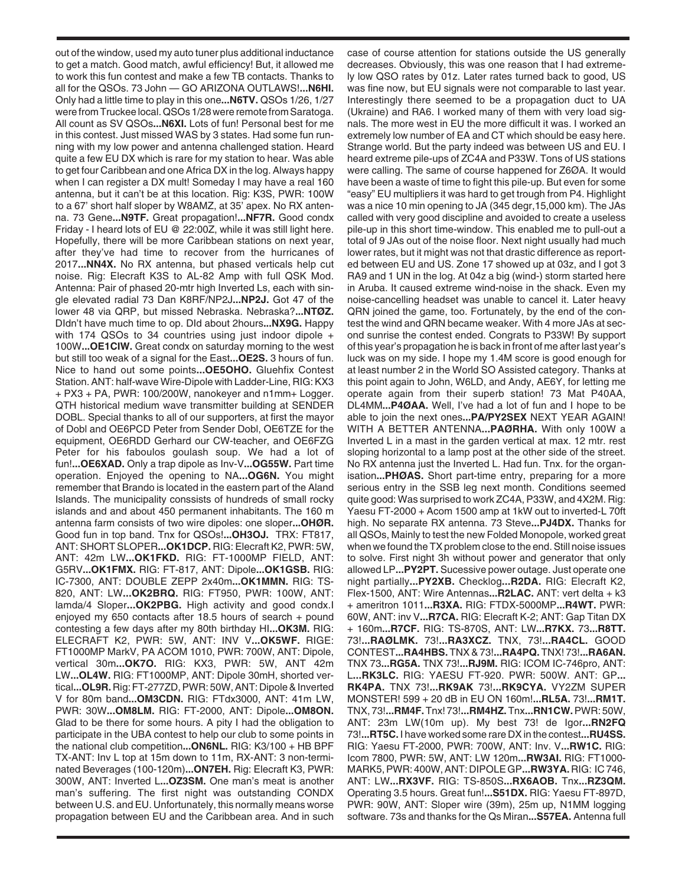out of the window, used my auto tuner plus additional inductance to get a match. Good match, awful efficiency! But, it allowed me to work this fun contest and make a few TB contacts. Thanks to all for the QSOs. 73 John — GO ARIZONA OUTLAWS!**...N6HI.** Only had a little time to play in this one**...N6TV.** QSOs 1/26, 1/27 were from Truckee local. QSOs 1/28 were remote from Saratoga. All count as SV QSOs**...N6XI.** Lots of fun! Personal best for me in this contest. Just missed WAS by 3 states. Had some fun running with my low power and antenna challenged station. Heard quite a few EU DX which is rare for my station to hear. Was able to get four Caribbean and one Africa DX in the log. Always happy when I can register a DX mult! Someday I may have a real 160 antenna, but it can't be at this location. Rig: K3S, PWR: 100W to a 67' short half sloper by W8AMZ, at 35' apex. No RX antenna. 73 Gene**...N9TF.** Great propagation!**...NF7R.** Good condx Friday - I heard lots of EU @ 22:00Z, while it was still light here. Hopefully, there will be more Caribbean stations on next year, after they've had time to recover from the hurricanes of 2017**...NN4X.** No RX antenna, but phased verticals help cut noise. Rig: Elecraft K3S to AL-82 Amp with full QSK Mod. Antenna: Pair of phased 20-mtr high Inverted Ls, each with single elevated radial 73 Dan K8RF/NP2J**...NP2J.** Got 47 of the lower 48 via QRP, but missed Nebraska. Nebraska?**...NTØZ.** DIdn't have much time to op. DId about 2hours**...NX9G.** Happy with 174 QSOs to 34 countries using just indoor dipole + 100W**...OE1CIW.** Great condx on saturday morning to the west but still too weak of a signal for the East**...OE2S.** 3 hours of fun. Nice to hand out some points**...OE5OHO.** Gluehfix Contest Station. ANT: half-wave Wire-Dipole with Ladder-Line, RIG: KX3 + PX3 + PA, PWR: 100/200W, nanokeyer and n1mm+ Logger. QTH historical medium wave transmitter building at SENDER DOBL. Special thanks to all of our supporters, at first the mayor of Dobl and OE6PCD Peter from Sender Dobl, OE6TZE for the equipment, OE6RDD Gerhard our CW-teacher, and OE6FZG Peter for his faboulos goulash soup. We had a lot of fun!**...OE6XAD.** Only a trap dipole as Inv-V**...OG55W.** Part time operation. Enjoyed the opening to NA**...OG6N.** You might remember that Brando is located in the eastern part of the Aland Islands. The municipality conssists of hundreds of small rocky islands and and about 450 permanent inhabitants. The 160 m antenna farm consists of two wire dipoles: one sloper**...OHØR.** Good fun in top band. Tnx for QSOs!**...OH3OJ.** TRX: FT817, ANT: SHORT SLOPER**...OK1DCP.** RIG: Elecraft K2, PWR: 5W, ANT: 42m LW**...OK1FKD.** RIG: FT-1000MP FIELD, ANT: G5RV**...OK1FMX.** RIG: FT-817, ANT: Dipole**...OK1GSB.** RIG: IC-7300, ANT: DOUBLE ZEPP 2x40m**...OK1MMN.** RIG: TS-820, ANT: LW**...OK2BRQ.** RIG: FT950, PWR: 100W, ANT: lamda/4 Sloper**...OK2PBG.** High activity and good condx.I enjoyed my 650 contacts after 18.5 hours of search + pound contesting a few days after my 80th birthday HI**...OK3M.** RIG: ELECRAFT K2, PWR: 5W, ANT: INV V**...OK5WF.** RIGE: FT1000MP MarkV, PA ACOM 1010, PWR: 700W, ANT: Dipole, vertical 30m**...OK7O.** RIG: KX3, PWR: 5W, ANT 42m LW**...OL4W.** RIG: FT1000MP, ANT: Dipole 30mH, shorted vertical**...OL9R.** Rig: FT-277ZD, PWR: 50W, ANT: Dipole & Inverted V for 80m band**...OM3CDN.** RIG: FTdx3000, ANT: 41m LW, PWR: 30W**...OM8LM.** RIG: FT-2000, ANT: Dipole**...OM8ON.** Glad to be there for some hours. A pity I had the obligation to participate in the UBA contest to help our club to some points in the national club competition**...ON6NL.** RIG: K3/100 + HB BPF TX-ANT: Inv L top at 15m down to 11m, RX-ANT: 3 non-terminated Beverages (100-120m)**...ON7EH.** Rig: Elecraft K3, PWR: 300W, ANT: Inverted L**...OZ3SM.** One man's meat is another man's suffering. The first night was outstanding CONDX between U.S. and EU. Unfortunately, this normally means worse propagation between EU and the Caribbean area. And in such case of course attention for stations outside the US generally decreases. Obviously, this was one reason that I had extremely low QSO rates by 01z. Later rates turned back to good, US was fine now, but EU signals were not comparable to last year. Interestingly there seemed to be a propagation duct to UA (Ukraine) and RA6. I worked many of them with very load signals. The more west in EU the more difficult it was. I worked an extremely low number of EA and CT which should be easy here. Strange world. But the party indeed was between US and EU. I heard extreme pile-ups of ZC4A and P33W. Tons of US stations were calling. The same of course happened for Z6ØA. It would have been a waste of time to fight this pile-up. But even for some "easy" EU multipliers it was hard to get trough from P4. Highlight was a nice 10 min opening to JA (345 degr,15,000 km). The JAs called with very good discipline and avoided to create a useless pile-up in this short time-window. This enabled me to pull-out a total of 9 JAs out of the noise floor. Next night usually had much lower rates, but it might was not that drastic difference as reported between EU and US. Zone 17 showed up at 03z, and I got 3 RA9 and 1 UN in the log. At 04z a big (wind-) storm started here in Aruba. It caused extreme wind-noise in the shack. Even my noise-cancelling headset was unable to cancel it. Later heavy QRN joined the game, too. Fortunately, by the end of the contest the wind and QRN became weaker. With 4 more JAs at second sunrise the contest ended. Congrats to P33W! By support of this year's propagation he is back in front of me after last year's luck was on my side. I hope my 1.4M score is good enough for at least number 2 in the World SO Assisted category. Thanks at this point again to John, W6LD, and Andy, AE6Y, for letting me operate again from their superb station! 73 Mat P40AA, DL4MM**...P4ØAA.** Well, I've had a lot of fun and I hope to be able to join the next ones**...PA/PY2SEX** NEXT YEAR AGAIN! WITH A BETTER ANTENNA**...PAØRHA.** With only 100W a Inverted L in a mast in the garden vertical at max. 12 mtr. rest sloping horizontal to a lamp post at the other side of the street. No RX antenna just the Inverted L. Had fun. Tnx. for the organisation**...PHØAS.** Short part-time entry, preparing for a more serious entry in the SSB leg next month. Conditions seemed quite good: Was surprised to work ZC4A, P33W, and 4X2M. Rig: Yaesu FT-2000 + Acom 1500 amp at 1kW out to inverted-L 70ft high. No separate RX antenna. 73 Steve**...PJ4DX.** Thanks for all QSOs, Mainly to test the new Folded Monopole, worked great when we found the TX problem close to the end. Still noise issues to solve. First night 3h without power and generator that only allowed LP**...PY2PT.** Sucessive power outage. Just operate one night partially**...PY2XB.** Checklog**...R2DA.** RIG: Elecraft K2, Flex-1500, ANT: Wire Antennas**...R2LAC.** ANT: vert delta + k3 + ameritron 1011**...R3XA.** RIG: FTDX-5000MP**...R4WT.** PWR: 60W, ANT: inv V**...R7CA.** RIG: Elecraft K-2; ANT: Gap Titan DX + 160m**...R7CF.** RIG: TS-870S, ANT: LW**...R7KX.** 73**...R8TT.** 73!**...RAØLMK.** 73!**...RA3XCZ.** TNX, 73!**...RA4CL.** GOOD CONTEST**...RA4HBS.** TNX & 73!**...RA4PQ.** TNX! 73!**...RA6AN.** TNX 73**...RG5A.** TNX 73!**...RJ9M.** RIG: ICOM IC-746pro, ANT: L**...RK3LC.** RIG: YAESU FT-920. PWR: 500W. ANT: GP**... RK4PA.** TNX 73!**...RK9AK** 73!**...RK9CYA.** VY2ZM SUPER MONSTER! 599 + 20 dB in EU ON 160m!**...RL5A.** 73!**...RM1T.** TNX, 73!**...RM4F.** Tnx! 73!**...RM4HZ.** Tnx**...RN1CW.** PWR: 50W, ANT: 23m LW(10m up). My best 73! de Igor**...RN2FQ** 73!**...RT5C.** I have worked some rare DX in the contest**...RU4SS.** RIG: Yaesu FT-2000, PWR: 700W, ANT: Inv. V**...RW1C.** RIG: Icom 7800, PWR: 5W, ANT: LW 120m**...RW3AI.** RIG: FT1000-MARK5, PWR: 400W, ANT: DIPOLE GP**...RW3YA.** RIG: IC 746, ANT: LW**...RX3VF.** RIG: TS-850S**...RX6AOB.** Tnx**...RZ3QM.** Operating 3.5 hours. Great fun!**...S51DX.** RIG: Yaesu FT-897D, PWR: 90W, ANT: Sloper wire (39m), 25m up, N1MM logging software. 73s and thanks for the Qs Miran**...S57EA.** Antenna full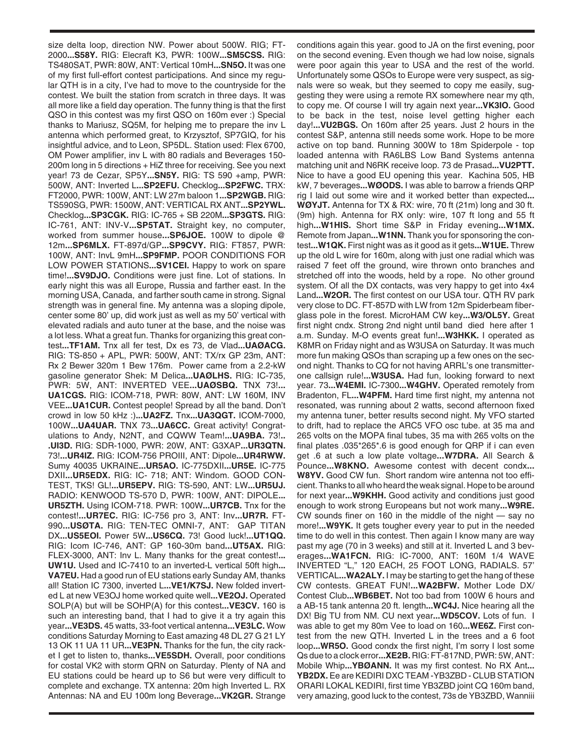size delta loop, direction NW. Power about 500W. RIG; FT-2000...**S58Y.** RIG: Elecraft K3, PWR: 100W...**SM5CSS.** RIG: TS480SAT, PWR: 80W, ANT: Vertical 10mH...**SN5O.** It was one of my first full-effort contest participations. And since my regular QTH is in a city, I've had to move to the countryside for the contest. We built the station from scratch in three days. It was all more like a field day operation. The funny thing is that the first QSO in this contest was my first QSO on 160m ever :) Special thanks to Mariusz, SQ5M, for helping me to prepare the inv L antenna which performed great, to Krzysztof, SP7GIQ, for his insightful advice, and to Leon, SP5DL. Station used: Flex 6700, OM Power amplifier, inv L with 80 radials and Beverages 150-200m long in 5 directions + HiZ three for receiving. See you next year! 73 de Cezar, SP5Y...**SN5Y.** RIG: TS 590 +amp, PWR: 500W, ANT: Inverted L...**SP2EFU.** Checklog...**SP2FWC.** TRX: FT2000, PWR: 100W, ANT: LW 27m baloon 1...**SP2WGB.** RIG: TS590SG, PWR: 1500W, ANT: VERTICAL RX ANT...**SP2YWL.** Checklog...**SP3CGK.** RIG: IC-765 + SB 220M...**SP3GTS.** RIG: IC-761, ANT: INV-V...**SP5TAT.** Straight key, no computer, worked from summer house...**SP6JOE.** 100W to dipole @ 12m...**SP6MLX.** FT-897d/GP...**SP9CVY.** RIG: FT857, PWR: 100W, ANT: InvL 9mH...**SP9FMP.** POOR CONDITIONS FOR LOW POWER STATIONS...**SV1CEI.** Happy to work on spare time!...**SV9DJO.** Conditions were just fine. Lot of stations. In early night this was all Europe, Russia and farther east. In the morning USA, Canada, and farther south came in strong. Signal strength was in general fine. My antenna was a sloping dipole, center some 80' up, did work just as well as my 50' vertical with elevated radials and auto tuner at the base, and the noise was a lot less. What a great fun. Thanks for organizing this great contest...**TF1AM.** Tnx all fer test, Dx es 73, de Vlad...**UAØACG.** RIG: TS-850 + APL, PWR: 500W, ANT: TX/rx GP 23m, ANT: Rx 2 Bewer 320m 1 Bew 176m. Power came from a 2.2-kW gasoline generator Shek: M Delica...**UAØLHS.** RIG: IC-735, PWR: 5W, ANT: INVERTED VEE...**UAØSBQ.** TNX 73!...**UA1CGS.** RIG: ICOM-718, PWR: 80W, ANT: LW 160M, INV VEE...**UA1CUR.** Contest people! Spread by all the band. Don't crowd in low 50 kHz :)...**UA2FZ.** Tnx...**UA3QGT.** ICOM-7000, 100W...**UA4UAR.** TNX 73...**UA6CC.** Great activity! Congratulations to Andy, N2NT, and CQWW Team!...**UA9BA.** 73!...**UI3D.** RIG: SDR-1000, PWR: 20W, ANT: G3XAP...**UR3QTN.** 73!...**UR4IZ.** RIG: ICOM-756 PROIII, ANT: Dipole...**UR4RWW.** Sumy 40035 UKRAINE...**UR5AO.** IC-775DXII...**UR5E.** IC-775 DXII...**UR5EDX.** RIG: IC- 718; ANT: Windom. GOOD CONTEST, TKS! GL!...**UR5EPV.** RIG: TS-590, ANT: LW...**UR5UJ.** RADIO: KENWOOD TS-570 D, PWR: 100W, ANT: DIPOLE...**UR5ZTH.** Using ICOM-718. PWR: 100W...**UR7CB.** Tnx for the contest!...**UR7EC.** RIG: IC-756 pro 3, ANT: Inv...**UR7R.** FT-990...**USØTA.** RIG: TEN-TEC OMNI-7, ANT: GAP TITAN DX...**US5EOI.** Power 5W...**US6CQ.** 73! Good luck!...**UT1QQ.** RIG: Icom IC-746, ANT: GP 160-30m band...**UT5AX.** RIG: FLEX-3000, ANT: Inv L. Many thanks for the great contest!...**UW1U.** Used and IC-7410 to an inverted-L vertical 50ft high...**VA7EU.** Had a good run of EU stations early Sunday AM, thanks all! Station IC 7300, inverted L...**VE1/K7SJ.** New folded inverted L at new VE3OJ home worked quite well...**VE2OJ.** Operated SOLP(A) but will be SOHP(A) for this contest...**VE3CV.** 160 is such an interesting band, that I had to give it a try again this year...**VE3DS.** 45 watts, 33-foot vertical antenna...**VE3LC.** Wow conditions Saturday Morning to East amazing 48 DL 27 G 21 LY 13 OK 11 UA 11 UR...**VE3PN.** Thanks for the fun, the city racket I get to listen to, thanks...**VE5SDH.** Overall, poor conditions for costal VK2 with storm QRN on Saturday. Plenty of NA and EU stations could be heard up to S6 but were very difficult to complete and exchange. TX antenna: 20m high Inverted L. RX Antennas: NA and EU 100m long Beverage...**VK2GR.** Strange conditions again this year. good to JA on the first evening, poor on the second evening. Even though we had low noise, signals were poor again this year to USA and the rest of the world. Unfortunately some QSOs to Europe were very suspect, as signals were so weak, but they seemed to copy me easily, suggesting they were using a remote RX somewhere near my qth, to copy me. Of course I will try again next year...**VK3IO.** Good to be back in the test, noise level getting higher each day!...**VU2BGS.** On 160m after 25 years. Just 2 hours in the contest S&P, antenna still needs some work. Hope to be more active on top band. Running 300W to 18m Spiderpole - top loaded antenna with RA6LBS Low Band Systems antenna matching unit and N6RK receive loop. 73 de Prasad...**VU2PTT.** Nice to have a good EU opening this year. Kachina 505, HB kW, 7 beverages...**WØODS.** I was able to barrow a friends QRP rig I laid out some wire and it worked better than expected...**WØYJT.** Antenna for TX & RX: wire, 70 ft (21m) long and 30 ft. (9m) high. Antenna for RX only: wire, 107 ft long and 55 ft high...**W1HIS.** Short time S&P in Friday evening...**W1MX.** Remote from Japan...**W1NN.** Thank you for sponsoring the contest...**W1QK.** First night was as it good as it gets...**W1UE.** Threw up the old L wire for 160m, along with just one radial which was raised 7 feet off the ground, wire thrown onto branches and stretched off into the woods, held by a rope. No other ground system. Of all the DX contacts, was very happy to get into 4x4 Land...**W2OR.** The first contest on our USA tour. QTH RV park very close to DC. FT-857D with LW from 12m Spiderbeam fiberglass pole in the forest. MicroHAM CW key...**W3/OL5Y.** Great first night cndx. Strong 2nd night until band died here after 1 a.m. Sunday. M-O events great fun!...**W3HKK.** I operated as K8MR on Friday night and as W3USA on Saturday. It was much more fun making QSOs than scraping up a few ones on the second night. Thanks to CQ for not having ARRL's one transmitter-one callsign rule!...**W3USA.** Had fun, looking forward to next year. 73...**W4EMI.** IC-7300...**W4GHV.** Operated remotely from Bradenton, FL...**W4PFM.** Hard time first night, my antenna not resonated, was running about 2 watts, second afternoon fixed my antenna tuner, better results second night. My VFO started to drift, had to replace the ARC5 VFO osc tube. at 35 ma and 265 volts on the MOPA final tubes, 35 ma with 265 volts on the final plates .035*265*.6 is good enough for QRP if i can even get .6 at such a low plate voltage...**W7DRA.** All Search & Pounce...**W8KNO.** Awesome contest with decent condx...**W8YV.** Good CW fun. Short random wire antenna not too efficient. Thanks to all who heard the weak signal. Hope to be around for next year...**W9KHH.** Good activity and conditions just good enough to work strong Europeans but not work many...**W9RE.** CW sounds finer on 160 in the middle of the night — say no more!...**W9YK.** It gets tougher every year to put in the needed time to do well in this contest. Then again I know many are way past my age (70 in 3 weeks) and still at it. Inverted L and 3 beverages...**WA1FCN.** RIG: IC-7000, ANT: 160M 1/4 WAVE INVERTED "L," 120 EACH, 25 FOOT LONG, RADIALS. 57' VERTICAL...**WA2ALY.** I may be starting to get the hang of these CW contests. GREAT FUN!...**WA2BFW.** Mother Lode DX/Contest Club...**WB6BET.** Not too bad from 100W 6 hours and a AB-15 tank antenna 20 ft. length...**WC4J.** Nice hearing all the DX! Big TU from NM. CU next year...**WD5COV.** Lots of fun. I was able to get my 80m Vee to load on 160...**WE6Z.** First contest from the new QTH. Inverted L in the trees and a 6 foot loop...**WR5O.** Good condx the first night, I'm sorry I lost some Qs due to a clock error...**XE2B.** RIG: FT-817ND, PWR: 5W, ANT: Mobile Whip...**YBØANN.** It was my first contest. No RX Ant...**YB2DX.** Ee are KEDIRI DXC TEAM -YB3ZBD - CLUB STATION ORARI LOKAL KEDIRI, first time YB3ZBD joint CQ 160m band, very amazing, good luck to the contest, 73s de YB3ZBD, Wanniii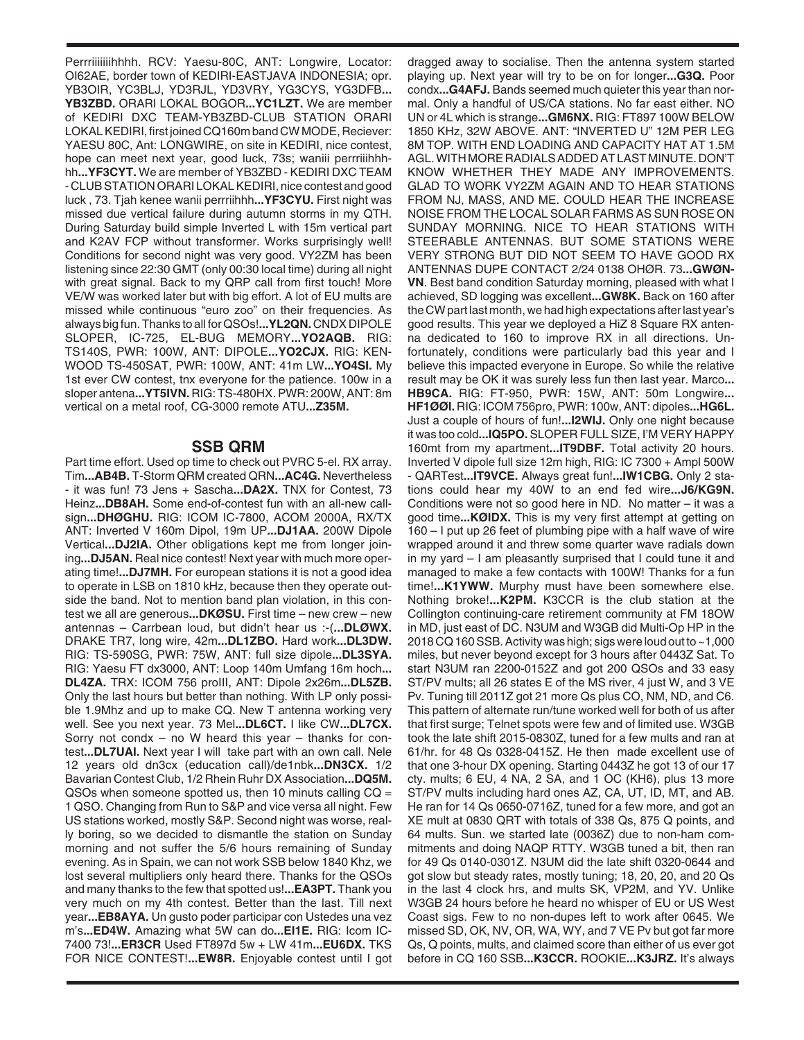Perrrrriiiiiihhhh. RCV: Yaesu-80C, ANT: Longwire, Locator: OI62AE, border town of KEDIRI-EASTJAVA INDONESIA; opr. YB3OIR, YC3BLJ, YD3RJL, YD3VRY, YG3CYS, YG3DFB...**YB3ZBD.** ORARI LOKAL BOGOR...**YC1LZT.** We are member of KEDIRI DXC TEAM-YB3ZBD-CLUB STATION ORARI LOKAL KEDIRI, first joined CQ160m band CW MODE, Reciever: YAESU 80C, Ant: LONGWIRE, on site in KEDIRI, nice contest, hope can meet next year, good luck, 73s; waniii perrriiihhhhh...**YF3CYT.** We are member of YB3ZBD - KEDIRI DXC TEAM - CLUB STATION ORARI LOKAL KEDIRI, nice contest and good luck , 73. Tjah kenee wanii perrriihhh...**YF3CYU.** First night was missed due vertical failure during autumn storms in my QTH. During Saturday build simple Inverted L with 15m vertical part and K2AV FCP without transformer. Works surprisingly well! Conditions for second night was very good. VY2ZM has been listening since 22:30 GMT (only 00:30 local time) during all night with great signal. Back to my QRP call from first touch! More VE/W was worked later but with big effort. A lot of EU mults are missed while continuous "euro zoo" on their frequencies. As always big fun. Thanks to all for QSOs!...**YL2QN.** CNDX DIPOLE SLOPER, IC-725, EL-BUG MEMORY...**YO2AQB.** RIG: TS140S, PWR: 100W, ANT: DIPOLE...**YO2CJX.** RIG: KENWOOD TS-450SAT, PWR: 100W, ANT: 41m LW...**YO4SI.** My 1st ever CW contest, tnx everyone for the patience. 100w in a sloper antena...**YT5IVN.** RIG: TS-480HX. PWR: 200W, ANT: 8m vertical on a metal roof, CG-3000 remote ATU...**Z35M.**

## SSB QRM

Part time effort. Used op time to check out PVRC 5-el. RX array. Tim...**AB4B.** T-Storm QRM created QRN...**AC4G.** Nevertheless - it was fun! 73 Jens + Sascha...**DA2X.** TNX for Contest, 73 Heinz...**DB8AH.** Some end-of-contest fun with an all-new callsign...**DHØGHU.** RIG: ICOM IC-7800, ACOM 2000A, RX/TX ANT: Inverted V 160m Dipol, 19m UP...**DJ1AA.** 200W Dipole Vertical...**DJ2IA.** Other obligations kept me from longer joining...**DJ5AN.** Real nice contest! Next year with much more operating time!...**DJ7MH.** For european stations it is not a good idea to operate in LSB on 1810 kHz, because then they operate outside the band. Not to mention band plan violation, in this contest we all are generous...**DKØSU.** First time – new crew – new antennas – Carrbean loud, but didn't hear us :-(...**DLØWX.** DRAKE TR7, long wire, 42m...**DL1ZBO.** Hard work...**DL3DW.** RIG: TS-590SG, PWR: 75W, ANT: full size dipole...**DL3SYA.** RIG: Yaesu FT dx3000, ANT: Loop 140m Umfang 16m hoch...**DL4ZA.** TRX: ICOM 756 proIII, ANT: Dipole 2x26m...**DL5ZB.** Only the last hours but better than nothing. With LP only possible 1.9Mhz and up to make CQ. New T antenna working very well. See you next year. 73 Mel...**DL6CT.** I like CW...**DL7CX.** Sorry not condx – no W heard this year – thanks for contest...**DL7UAI.** Next year I will take part with an own call. Nele 12 years old dn3cx (education call)/de1nbk...**DN3CX.** 1/2 Bavarian Contest Club, 1/2 Rhein Ruhr DX Association...**DQ5M.** QSOs when someone spotted us, then 10 minuts calling CQ = 1 QSO. Changing from Run to S&P and vice versa all night. Few US stations worked, mostly S&P. Second night was worse, really boring, so we decided to dismantle the station on Sunday morning and not suffer the 5/6 hours remaining of Sunday evening. As in Spain, we can not work SSB below 1840 Khz, we lost several multipliers only heard there. Thanks for the QSOs and many thanks to the few that spotted us!...**EA3PT.** Thank you very much on my 4th contest. Better than the last. Till next year...**EB8AYA.** Un gusto poder participar con Ustedes una vez m's...**ED4W.** Amazing what 5W can do...**EI1E.** RIG: Icom IC-7400 73!...**ER3CR** Used FT897d 5w + LW 41m...**EU6DX.** TKS FOR NICE CONTEST!...**EW8R.** Enjoyable contest until I got dragged away to socialise. Then the antenna system started playing up. Next year will try to be on for longer...**G3Q.** Poor condx...**G4AFJ.** Bands seemed much quieter this year than normal. Only a handful of US/CA stations. No far east either. NO UN or 4L which is strange...**GM6NX.** RIG: FT897 100W BELOW 1850 KHz, 32W ABOVE. ANT: "INVERTED U" 12M PER LEG 8M TOP. WITH END LOADING AND CAPACITY HAT AT 1.5M AGL. WITH MORE RADIALS ADDED AT LAST MINUTE. DON'T KNOW WHETHER THEY MADE ANY IMPROVEMENTS. GLAD TO WORK VY2ZM AGAIN AND TO HEAR STATIONS FROM NJ, MASS, AND ME. COULD HEAR THE INCREASE NOISE FROM THE LOCAL SOLAR FARMS AS SUN ROSE ON SUNDAY MORNING. NICE TO HEAR STATIONS WITH STEERABLE ANTENNAS. BUT SOME STATIONS WERE VERY STRONG BUT DID NOT SEEM TO HAVE GOOD RX ANTENNAS DUPE CONTACT 2/24 0138 OHØR. 73...**GWØN-VN**. Best band condition Saturday morning, pleased with what I achieved, SD logging was excellent...**GW8K.** Back on 160 after the CW part last month, we had high expectations after last year's good results. This year we deployed a HiZ 8 Square RX antenna dedicated to 160 to improve RX in all directions. Unfortunately, conditions were particularly bad this year and I believe this impacted everyone in Europe. So while the relative result may be OK it was surely less fun then last year. Marco...**HB9CA.** RIG: FT-950, PWR: 15W, ANT: 50m Longwire...**HF1ØØI.** RIG: ICOM 756pro, PWR: 100w, ANT: dipoles...**HG6L.** Just a couple of hours of fun!...**I2WIJ.** Only one night because it was too cold...**IQ5PO.** SLOPER FULL SIZE, I'M VERY HAPPY 160mt from my apartment...**IT9DBF.** Total activity 20 hours. Inverted V dipole full size 12m high, RIG: IC 7300 + Ampl 500W - QARTest...**IT9VCE.** Always great fun!...**IW1CBG.** Only 2 stations could hear my 40W to an end fed wire...**J6/KG9N.** Conditions were not so good here in ND. No matter – it was a good time...**KØIDX.** This is my very first attempt at getting on 160 – I put up 26 feet of plumbing pipe with a half wave of wire wrapped around it and threw some quarter wave radials down in my yard – I am pleasantly surprised that I could tune it and managed to make a few contacts with 100W! Thanks for a fun time!...**K1YWW.** Murphy must have been somewhere else. Nothing broke!...**K2PM.** K3CCR is the club station at the Collington continuing-care retirement community at FM 18OW in MD, just east of DC. N3UM and W3GB did Multi-Op HP in the 2018 CQ 160 SSB. Activity was high; sigs were loud out to ~1,000 miles, but never beyond except for 3 hours after 0443Z Sat. To start N3UM ran 2200-0152Z and got 200 QSOs and 33 easy ST/PV mults; all 26 states E of the MS river, 4 just W, and 3 VE Pv. Tuning till 2011Z got 21 more Qs plus CO, NM, ND, and C6. This pattern of alternate run/tune worked well for both of us after that first surge; Telnet spots were few and of limited use. W3GB took the late shift 2015-0830Z, tuned for a few mults and ran at 61/hr. for 48 Qs 0328-0415Z. He then made excellent use of that one 3-hour DX opening. Starting 0443Z he got 13 of our 17 cty. mults; 6 EU, 4 NA, 2 SA, and 1 OC (KH6), plus 13 more ST/PV mults including hard ones AZ, CA, UT, ID, MT, and AB. He ran for 14 Qs 0650-0716Z, tuned for a few more, and got an XE mult at 0830 QRT with totals of 338 Qs, 875 Q points, and 64 mults. Sun. we started late (0036Z) due to non-ham commitments and doing NAQP RTTY. W3GB tuned a bit, then ran for 49 Qs 0140-0301Z. N3UM did the late shift 0320-0644 and got slow but steady rates, mostly tuning; 18, 20, 20, and 20 Qs in the last 4 clock hrs, and mults SK, VP2M, and YV. Unlike W3GB 24 hours before he heard no whisper of EU or US West Coast sigs. Few to no non-dupes left to work after 0645. We missed SD, OK, NV, OR, WA, WY, and 7 VE Pv but got far more Qs, Q points, mults, and claimed score than either of us ever got before in CQ 160 SSB...**K3CCR.** ROOKIE...**K3JRZ.** It's always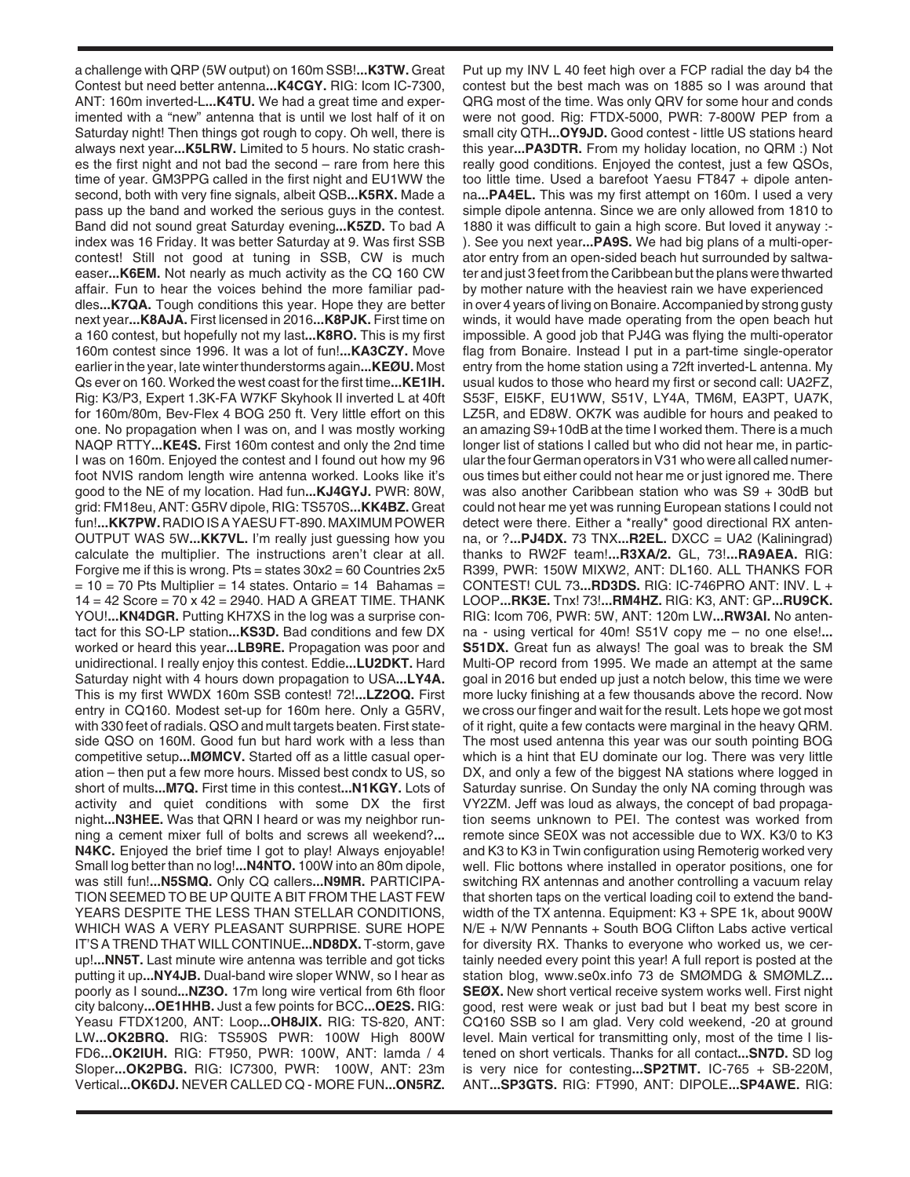a challenge with QRP (5W output) on 160m SSB!**...K3TW.** Great Contest but need better antenna**...K4CGY.** RIG: Icom IC-7300, ANT: 160m inverted-L**...K4TU.** We had a great time and experimented with a "new" antenna that is until we lost half of it on Saturday night! Then things got rough to copy. Oh well, there is always next year**...K5LRW.** Limited to 5 hours. No static crashes the first night and not bad the second – rare from here this time of year. GM3PPG called in the first night and EU1WW the second, both with very fine signals, albeit QSB**...K5RX.** Made a pass up the band and worked the serious guys in the contest. Band did not sound great Saturday evening**...K5ZD.** To bad A index was 16 Friday. It was better Saturday at 9. Was first SSB contest! Still not good at tuning in SSB, CW is much easer**...K6EM.** Not nearly as much activity as the CQ 160 CW affair. Fun to hear the voices behind the more familiar paddles**...K7QA.** Tough conditions this year. Hope they are better next year**...K8AJA.** First licensed in 2016**...K8PJK.** First time on a 160 contest, but hopefully not my last**...K8RO.** This is my first 160m contest since 1996. It was a lot of fun!**...KA3CZY.** Move earlier in the year, late winter thunderstorms again**...KEØU.** Most Qs ever on 160. Worked the west coast for the first time**...KE1IH.** Rig: K3/P3, Expert 1.3K-FA W7KF Skyhook II inverted L at 40ft for 160m/80m, Bev-Flex 4 BOG 250 ft. Very little effort on this one. No propagation when I was on, and I was mostly working NAQP RTTY**...KE4S.** First 160m contest and only the 2nd time I was on 160m. Enjoyed the contest and I found out how my 96 foot NVIS random length wire antenna worked. Looks like it's good to the NE of my location. Had fun**...KJ4GYJ.** PWR: 80W, grid: FM18eu, ANT: G5RV dipole, RIG: TS570S**...KK4BZ.** Great fun!**...KK7PW.** RADIO IS A YAESU FT-890. MAXIMUM POWER OUTPUT WAS 5W**...KK7VL.** I'm really just guessing how you calculate the multiplier. The instructions aren't clear at all. Forgive me if this is wrong. Pts = states 30x2 = 60 Countries 2x5 = 10 = 70 Pts Multiplier = 14 states. Ontario = 14 Bahamas = 14 = 42 Score = 70 x 42 = 2940. HAD A GREAT TIME. THANK YOU!**...KN4DGR.** Putting KH7XS in the log was a surprise contact for this SO-LP station**...KS3D.** Bad conditions and few DX worked or heard this year**...LB9RE.** Propagation was poor and unidirectional. I really enjoy this contest. Eddie**...LU2DKT.** Hard Saturday night with 4 hours down propagation to USA**...LY4A.** This is my first WWDX 160m SSB contest! 72!**...LZ2OQ.** First entry in CQ160. Modest set-up for 160m here. Only a G5RV, with 330 feet of radials. QSO and mult targets beaten. First stateside QSO on 160M. Good fun but hard work with a less than competitive setup**...MØMCV.** Started off as a little casual operation – then put a few more hours. Missed best condx to US, so short of mults**...M7Q.** First time in this contest**...N1KGY.** Lots of activity and quiet conditions with some DX the first night**...N3HEE.** Was that QRN I heard or was my neighbor running a cement mixer full of bolts and screws all weekend?**...N4KC.** Enjoyed the brief time I got to play! Always enjoyable! Small log better than no log!**...N4NTO.** 100W into an 80m dipole, was still fun!**...N5SMQ.** Only CQ callers**...N9MR.** PARTICIPATION SEEMED TO BE UP QUITE A BIT FROM THE LAST FEW YEARS DESPITE THE LESS THAN STELLAR CONDITIONS, WHICH WAS A VERY PLEASANT SURPRISE. SURE HOPE IT'S A TREND THAT WILL CONTINUE**...ND8DX.** T-storm, gave up!**...NN5T.** Last minute wire antenna was terrible and got ticks putting it up**...NY4JB.** Dual-band wire sloper WNW, so I hear as poorly as I sound**...NZ3O.** 17m long wire vertical from 6th floor city balcony**...OE1HHB.** Just a few points for BCC**...OE2S.** RIG: Yaesu FTDX1200, ANT: Loop**...OH8JIX.** RIG: TS-820, ANT: LW**...OK2BRQ.** RIG: TS590S PWR: 100W High 800W FD6**...OK2IUH.** RIG: FT950, PWR: 100W, ANT: lamda / 4 Sloper**...OK2PBG.** RIG: IC7300, PWR: 100W, ANT: 23m Vertical**...OK6DJ.** NEVER CALLED CQ - MORE FUN**...ON5RZ.** Put up my INV L 40 feet high over a FCP radial the day b4 the contest but the best mach was on 1885 so I was around that QRG most of the time. Was only QRV for some hour and conds were not good. Rig: FTDX-5000, PWR: 7-800W PEP from a small city QTH**...OY9JD.** Good contest - little US stations heard this year**...PA3DTR.** From my holiday location, no QRM :) Not really good conditions. Enjoyed the contest, just a few QSOs, too little time. Used a barefoot Yaesu FT847 + dipole antenna**...PA4EL.** This was my first attempt on 160m. I used a very simple dipole antenna. Since we are only allowed from 1810 to 1880 it was difficult to gain a high score. But loved it anyway :-). See you next year**...PA9S.** We had big plans of a multi-operator entry from an open-sided beach hut surrounded by saltwater and just 3 feet from the Caribbean but the plans were thwarted by mother nature with the heaviest rain we have experienced in over 4 years of living on Bonaire. Accompanied by strong gusty winds, it would have made operating from the open beach hut impossible. A good job that PJ4G was flying the multi-operator flag from Bonaire. Instead I put in a part-time single-operator entry from the home station using a 72ft inverted-L antenna. My usual kudos to those who heard my first or second call: UA2FZ, S53F, EI5KF, EU1WW, S51V, LY4A, TM6M, EA3PT, UA7K, LZ5R, and ED8W. OK7K was audible for hours and peaked to an amazing S9+10dB at the time I worked them. There is a much longer list of stations I called but who did not hear me, in particular the four German operators in V31 who were all called numerous times but either could not hear me or just ignored me. There was also another Caribbean station who was S9 + 30dB but could not hear me yet was running European stations I could not detect were there. Either a *really* good directional RX antenna, or ?**...PJ4DX.** 73 TNX**...R2EL.** DXCC = UA2 (Kaliningrad) thanks to RW2F team!**...R3XA/2.** GL, 73!**...RA9AEA.** RIG: R399, PWR: 150W MIXW2, ANT: DL160. ALL THANKS FOR CONTEST! CUL 73**...RD3DS.** RIG: IC-746PRO ANT: INV. L + LOOP**...RK3E.** Tnx! 73!**...RM4HZ.** RIG: K3, ANT: GP**...RU9CK.** RIG: Icom 706, PWR: 5W, ANT: 120m LW**...RW3AI.** No antenna - using vertical for 40m! S51V copy me – no one else!**...S51DX.** Great fun as always! The goal was to break the SM Multi-OP record from 1995. We made an attempt at the same goal in 2016 but ended up just a notch below, this time we were more lucky finishing at a few thousands above the record. Now we cross our finger and wait for the result. Lets hope we got most of it right, quite a few contacts were marginal in the heavy QRM. The most used antenna this year was our south pointing BOG which is a hint that EU dominate our log. There was very little DX, and only a few of the biggest NA stations where logged in Saturday sunrise. On Sunday the only NA coming through was VY2ZM. Jeff was loud as always, the concept of bad propagation seems unknown to PEI. The contest was worked from remote since SE0X was not accessible due to WX. K3/0 to K3 and K3 to K3 in Twin configuration using Remoterig worked very well. Flic bottons where installed in operator positions, one for switching RX antennas and another controlling a vacuum relay that shorten taps on the vertical loading coil to extend the bandwidth of the TX antenna. Equipment: K3 + SPE 1k, about 900W N/E + N/W Pennants + South BOG Clifton Labs active vertical for diversity RX. Thanks to everyone who worked us, we certainly needed every point this year! A full report is posted at the station blog, www.se0x.info 73 de SMØMDG & SMØMLZ**...SEØX.** New short vertical receive system works well. First night good, rest were weak or just bad but I beat my best score in CQ160 SSB so I am glad. Very cold weekend, -20 at ground level. Main vertical for transmitting only, most of the time I listened on short verticals. Thanks for all contact**...SN7D.** SD log is very nice for contesting**...SP2TMT.** IC-765 + SB-220M, ANT**...SP3GTS.** RIG: FT990, ANT: DIPOLE**...SP4AWE.** RIG: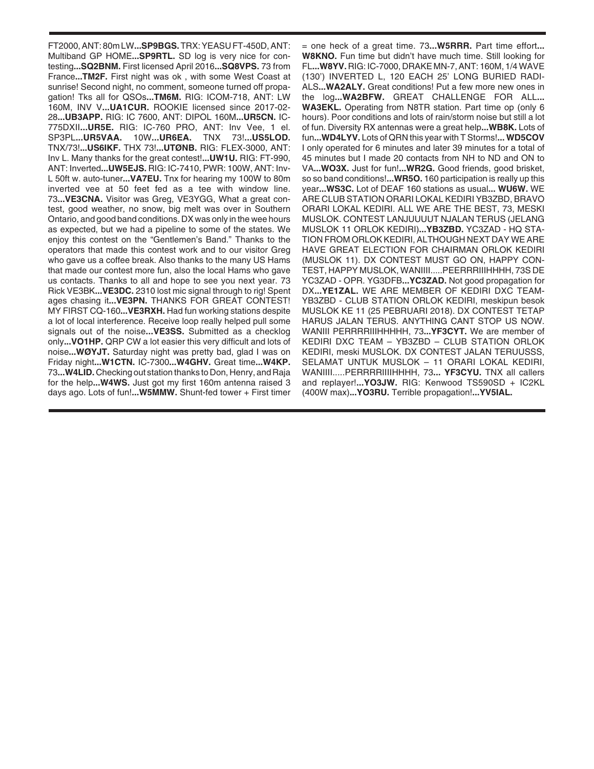FT2000, ANT: 80m LW...**SP9BGS.** TRX: YEASU FT-450D, ANT: Multiband GP HOME...**SP9RTL.** SD log is very nice for contesting...**SQ2BNM.** First licensed April 2016...**SQ8VPS.** 73 from France...**TM2F.** First night was ok , with some West Coast at sunrise! Second night, no comment, someone turned off propagation! Tks all for QSOs...**TM6M.** RIG: ICOM-718, ANT: LW 160M, INV V...**UA1CUR.** ROOKIE licensed since 2017-02-28...**UB3APP.** RIG: IC 7600, ANT: DIPOL 160M...**UR5CN.** IC-775DXII...**UR5E.** RIG: IC-760 PRO, ANT: Inv Vee, 1 el. SP3PL...**UR5VAA.** 10W...**UR6EA.** TNX 73!...**US5LOD.** TNX/73!...**US6IKF.** THX 73!...**UTØNB.** RIG: FLEX-3000, ANT: Inv L. Many thanks for the great contest!...**UW1U.** RIG: FT-990, ANT: Inverted...**UW5EJS.** RIG: IC-7410, PWR: 100W, ANT: Inv-L 50ft w. auto-tuner...**VA7EU.** Tnx for hearing my 100W to 80m inverted vee at 50 feet fed as a tee with window line. 73...**VE3CNA.** Visitor was Greg, VE3YGG, What a great contest, good weather, no snow, big melt was over in Southern Ontario, and good band conditions. DX was only in the wee hours as expected, but we had a pipeline to some of the states. We enjoy this contest on the "Gentlemen's Band." Thanks to the operators that made this contest work and to our visitor Greg who gave us a coffee break. Also thanks to the many US Hams that made our contest more fun, also the local Hams who gave us contacts. Thanks to all and hope to see you next year. 73 Rick VE3BK...**VE3DC.** 2310 lost mic signal through to rig! Spent ages chasing it...**VE3PN.** THANKS FOR GREAT CONTEST! MY FIRST CQ-160...**VE3RXH.** Had fun working stations despite a lot of local interference. Receive loop really helped pull some signals out of the noise...**VE3SS.** Submitted as a checklog only...**VO1HP.** QRP CW a lot easier this very difficult and lots of noise...**WØYJT.** Saturday night was pretty bad, glad I was on Friday night...**W1CTN.** IC-7300...**W4GHV.** Great time...**W4KP.** 73...**W4LID.** Checking out station thanks to Don, Henry, and Raja for the help...**W4WS.** Just got my first 160m antenna raised 3 days ago. Lots of fun!...**W5MMW.** Shunt-fed tower + First timer = one heck of a great time. 73...**W5RRR.** Part time effort...**W8KNO.** Fun time but didn't have much time. Still looking for FL...**W8YV.** RIG: IC-7000, DRAKE MN-7, ANT: 160M, 1/4 WAVE (130') INVERTED L, 120 EACH 25' LONG BURIED RADIALS...**WA2ALY.** Great conditions! Put a few more new ones in the log...**WA2BFW.** GREAT CHALLENGE FOR ALL...**WA3EKL.** Operating from N8TR station. Part time op (only 6 hours). Poor conditions and lots of rain/storm noise but still a lot of fun. Diversity RX antennas were a great help...**WB8K.** Lots of fun...**WD4LYV.** Lots of QRN this year with T Storms!...**WD5COV** I only operated for 6 minutes and later 39 minutes for a total of 45 minutes but I made 20 contacts from NH to ND and ON to VA...**WO3X.** Just for fun!...**WR2G.** Good friends, good brisket, so so band conditions!...**WR5O.** 160 participation is really up this year...**WS3C.** Lot of DEAF 160 stations as usual... **WU6W.** WE ARE CLUB STATION ORARI LOKAL KEDIRI YB3ZBD, BRAVO ORARI LOKAL KEDIRI. ALL WE ARE THE BEST, 73, MESKI MUSLOK. CONTEST LANJUUUUT NJALAN TERUS (JELANG MUSLOK 11 ORLOK KEDIRI)...**YB3ZBD.** YC3ZAD - HQ STATION FROM ORLOK KEDIRI, ALTHOUGH NEXT DAY WE ARE HAVE GREAT ELECTION FOR CHAIRMAN ORLOK KEDIRI (MUSLOK 11). DX CONTEST MUST GO ON, HAPPY CONTEST, HAPPY MUSLOK, WANIIII.....PEERRRIIIHHHH, 73S DE YC3ZAD - OPR. YG3DFB...**YC3ZAD.** Not good propagation for DX...**YE1ZAL.** WE ARE MEMBER OF KEDIRI DXC TEAM-YB3ZBD - CLUB STATION ORLOK KEDIRI, meskipun besok MUSLOK KE 11 (25 PEBRUARI 2018). DX CONTEST TETAP HARUS JALAN TERUS. ANYTHING CANT STOP US NOW. WANIII PERRRRIIIHHHHH, 73...**YF3CYT.** We are member of KEDIRI DXC TEAM – YB3ZBD – CLUB STATION ORLOK KEDIRI, meski MUSLOK. DX CONTEST JALAN TERUUSSS, SELAMAT UNTUK MUSLOK – 11 ORARI LOKAL KEDIRI, WANIIII.....PERRRRIIIIHHHH, 73... **YF3CYU.** TNX all callers and replayer!...**YO3JW.** RIG: Kenwood TS590SD + IC2KL (400W max)...**YO3RU.** Terrible propagation!...**YV5IAL.**